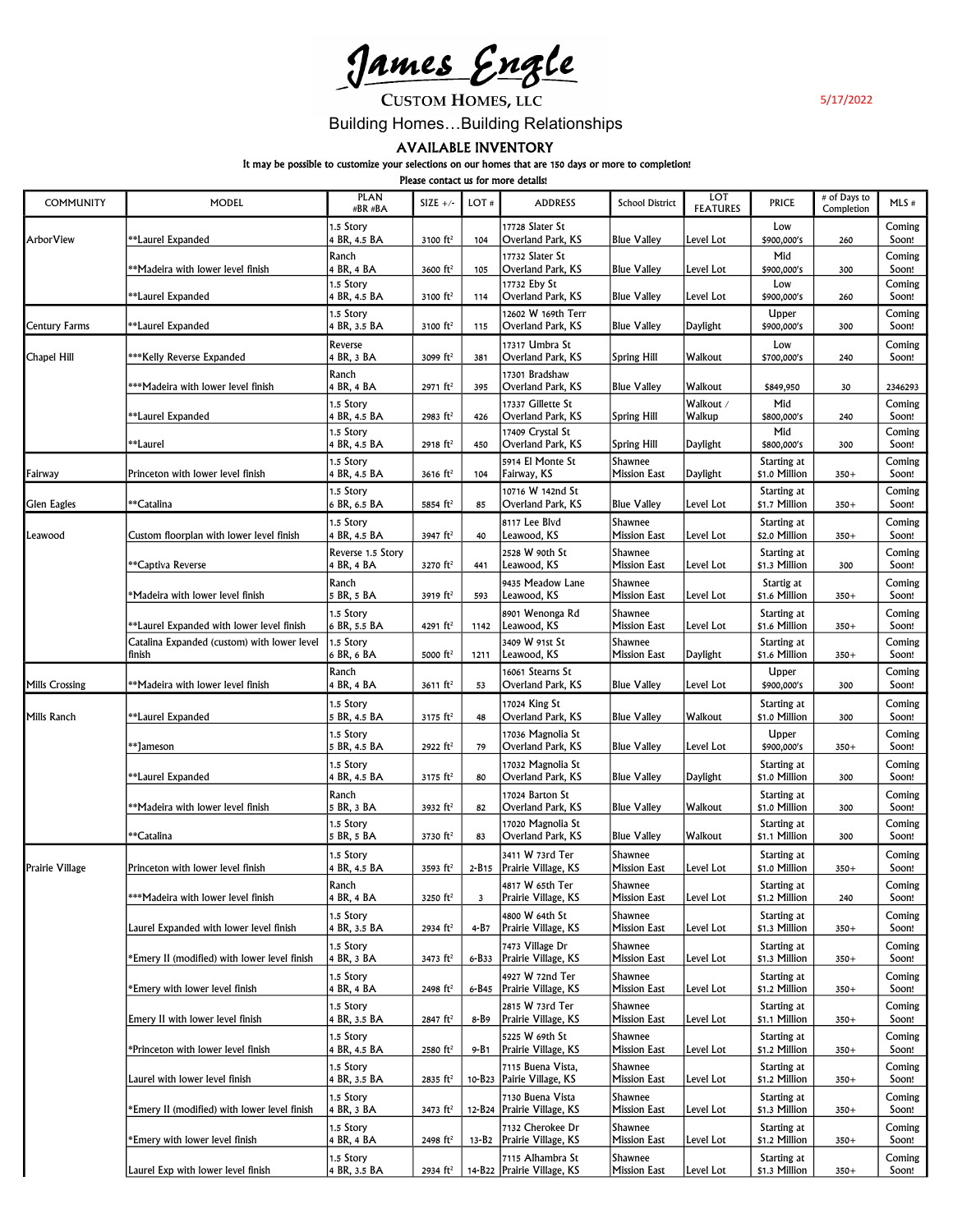# James Engle

**CUSTOM HOMES, LLC**

5/17/2022

Building Homes…Building Relationships

## AVAILABLE INVENTORY

It may be possible to customize your selections on our homes that are 150 days or more to completion!

Please contact us for more details!

| COMMUNITY | MODEL | PLAN #BR #BA | SIZE +/- | LOT # | ADDRESS | School District | LOT FEATURES | PRICE | # of Days to Completion | MLS # |
|---|---|---|---|---|---|---|---|---|---|---|
| ArborView | **Laurel Expanded | 1.5 Story 4 BR, 4.5 BA | 3100 ft² | 104 | 17728 Slater St Overland Park, KS | Blue Valley | Level Lot | Low $900,000's | 260 | Coming Soon! |
| | **Madeira with lower level finish | Ranch 4 BR, 4 BA | 3600 ft² | 105 | 17732 Slater St Overland Park, KS | Blue Valley | Level Lot | Mid $900,000's | 300 | Coming Soon! |
| | **Laurel Expanded | 1.5 Story 4 BR, 4.5 BA | 3100 ft² | 114 | 17732 Eby St Overland Park, KS | Blue Valley | Level Lot | Low $900,000's | 260 | Coming Soon! |
| Century Farms | **Laurel Expanded | 1.5 Story 4 BR, 3.5 BA | 3100 ft² | 115 | 12602 W 169th Terr Overland Park, KS | Blue Valley | Daylight | Upper $900,000's | 300 | Coming Soon! |
| Chapel Hill | ***Kelly Reverse Expanded | Reverse 4 BR, 3 BA | 3099 ft² | 381 | 17317 Umbra St Overland Park, KS | Spring Hill | Walkout | Low $700,000's | 240 | Coming Soon! |
| | ***Madeira with lower level finish | Ranch 4 BR, 4 BA | 2971 ft² | 395 | 17301 Bradshaw Overland Park, KS | Blue Valley | Walkout | $849,950 | 30 | 2346293 |
| | **Laurel Expanded | 1.5 Story 4 BR, 4.5 BA | 2983 ft² | 426 | 17337 Gillette St Overland Park, KS | Spring Hill | Walkout / Walkup | Mid $800,000's | 240 | Coming Soon! |
| | **Laurel | 1.5 Story 4 BR, 4.5 BA | 2918 ft² | 450 | 17409 Crystal St Overland Park, KS | Spring Hill | Daylight | Mid $800,000's | 300 | Coming Soon! |
| Fairway | Princeton with lower level finish | 1.5 Story 4 BR, 4.5 BA | 3616 ft² | 104 | 5914 El Monte St Fairway, KS | Shawnee Mission East | Daylight | Starting at $1.0 Million | 350+ | Coming Soon! |
| Glen Eagles | **Catalina | 1.5 Story 6 BR, 6.5 BA | 5854 ft² | 85 | 10716 W 142nd St Overland Park, KS | Blue Valley | Level Lot | Starting at $1.7 Million | 350+ | Coming Soon! |
| Leawood | Custom floorplan with lower level finish | 1.5 Story 4 BR, 4.5 BA | 3947 ft² | 40 | 8117 Lee Blvd Leawood, KS | Shawnee Mission East | Level Lot | Starting at $2.0 Million | 350+ | Coming Soon! |
| | **Captiva Reverse | Reverse 1.5 Story 4 BR, 4 BA | 3270 ft² | 441 | 2528 W 90th St Leawood, KS | Shawnee Mission East | Level Lot | Starting at $1.3 Million | 300 | Coming Soon! |
| | *Madeira with lower level finish | Ranch 5 BR, 5 BA | 3919 ft² | 593 | 9435 Meadow Lane Leawood, KS | Shawnee Mission East | Level Lot | Startig at $1.6 Million | 350+ | Coming Soon! |
| | **Laurel Expanded with lower level finish | 1.5 Story 6 BR, 5.5 BA | 4291 ft² | 1142 | 8901 Wenonga Rd Leawood, KS | Shawnee Mission East | Level Lot | Starting at $1.6 Million | 350+ | Coming Soon! |
| | Catalina Expanded (custom) with lower level finish | 1.5 Story 6 BR, 6 BA | 5000 ft² | 1211 | 3409 W 91st St Leawood, KS | Shawnee Mission East | Daylight | Starting at $1.6 Million | 350+ | Coming Soon! |
| Mills Crossing | **Madeira with lower level finish | Ranch 4 BR, 4 BA | 3611 ft² | 53 | 16061 Stearns St Overland Park, KS | Blue Valley | Level Lot | Upper $900,000's | 300 | Coming Soon! |
| Mills Ranch | **Laurel Expanded | 1.5 Story 5 BR, 4.5 BA | 3175 ft² | 48 | 17024 King St Overland Park, KS | Blue Valley | Walkout | Starting at $1.0 Million | 300 | Coming Soon! |
| | **Jameson | 1.5 Story 5 BR, 4.5 BA | 2922 ft² | 79 | 17036 Magnolia St Overland Park, KS | Blue Valley | Level Lot | Upper $900,000's | 350+ | Coming Soon! |
| | **Laurel Expanded | 1.5 Story 4 BR, 4.5 BA | 3175 ft² | 80 | 17032 Magnolia St Overland Park, KS | Blue Valley | Daylight | Starting at $1.0 Million | 300 | Coming Soon! |
| | **Madeira with lower level finish | Ranch 5 BR, 3 BA | 3932 ft² | 82 | 17024 Barton St Overland Park, KS | Blue Valley | Walkout | Starting at $1.0 Million | 300 | Coming Soon! |
| | **Catalina | 1.5 Story 5 BR, 5 BA | 3730 ft² | 83 | 17020 Magnolia St Overland Park, KS | Blue Valley | Walkout | Starting at $1.1 Million | 300 | Coming Soon! |
| Prairie Village | Princeton with lower level finish | 1.5 Story 4 BR, 4.5 BA | 3593 ft² | 2-B15 | 3411 W 73rd Ter Prairie Village, KS | Shawnee Mission East | Level Lot | Starting at $1.0 Million | 350+ | Coming Soon! |
| | ***Madeira with lower level finish | Ranch 4 BR, 4 BA | 3250 ft² | 3 | 4817 W 65th Ter Prairie Village, KS | Shawnee Mission East | Level Lot | Starting at $1.2 Million | 240 | Coming Soon! |
| | Laurel Expanded with lower level finish | 1.5 Story 4 BR, 3.5 BA | 2934 ft² | 4-B7 | 4800 W 64th St Prairie Village, KS | Shawnee Mission East | Level Lot | Starting at $1.3 Million | 350+ | Coming Soon! |
| | *Emery II (modified) with lower level finish | 1.5 Story 4 BR, 3 BA | 3473 ft² | 6-B33 | 7473 Village Dr Prairie Village, KS | Shawnee Mission East | Level Lot | Starting at $1.3 Million | 350+ | Coming Soon! |
| | *Emery with lower level finish | 1.5 Story 4 BR, 4 BA | 2498 ft² | 6-B45 | 4927 W 72nd Ter Prairie Village, KS | Shawnee Mission East | Level Lot | Starting at $1.2 Million | 350+ | Coming Soon! |
| | Emery II with lower level finish | 1.5 Story 4 BR, 3.5 BA | 2847 ft² | 8-B9 | 2815 W 73rd Ter Prairie Village, KS | Shawnee Mission East | Level Lot | Starting at $1.1 Million | 350+ | Coming Soon! |
| | *Princeton with lower level finish | 1.5 Story 4 BR, 4.5 BA | 2580 ft² | 9-B1 | 5225 W 69th St Prairie Village, KS | Shawnee Mission East | Level Lot | Starting at $1.2 Million | 350+ | Coming Soon! |
| | Laurel with lower level finish | 1.5 Story 4 BR, 3.5 BA | 2835 ft² | 10-B23 | 7115 Buena Vista, Pairie Village, KS | Shawnee Mission East | Level Lot | Starting at $1.2 Million | 350+ | Coming Soon! |
| | *Emery II (modified) with lower level finish | 1.5 Story 4 BR, 3 BA | 3473 ft² | 12-B24 | 7130 Buena Vista Prairie Village, KS | Shawnee Mission East | Level Lot | Starting at $1.3 Million | 350+ | Coming Soon! |
| | *Emery with lower level finish | 1.5 Story 4 BR, 4 BA | 2498 ft² | 13-B2 | 7132 Cherokee Dr Prairie Village, KS | Shawnee Mission East | Level Lot | Starting at $1.2 Million | 350+ | Coming Soon! |
| | Laurel Exp with lower level finish | 1.5 Story 4 BR, 3.5 BA | 2934 ft² | 14-B22 | 7115 Alhambra St Prairie Village, KS | Shawnee Mission East | Level Lot | Starting at $1.3 Million | 350+ | Coming Soon! |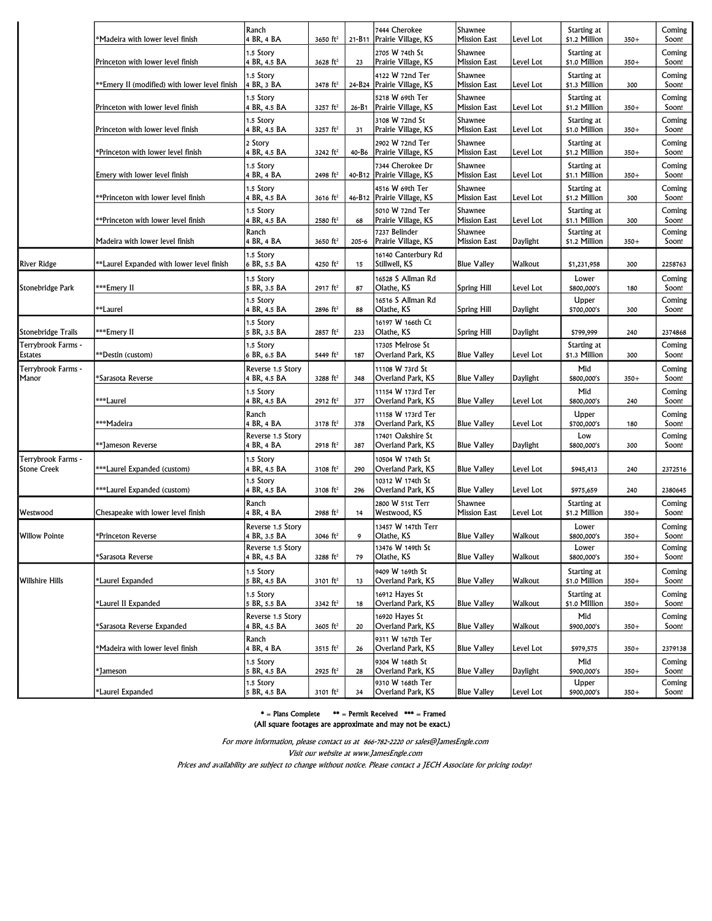| | | | | | | | | | | |
|---|---|---|---|---|---|---|---|---|---|---|
| | *Madeira with lower level finish | Ranch 4 BR, 4 BA | 3650 ft² | 21-B11 | 7444 Cherokee Prairie Village, KS | Shawnee Mission East | Level Lot | Starting at $1.2 Million | 350+ | Coming Soon! |
| | Princeton with lower level finish | 1.5 Story 4 BR, 4.5 BA | 3628 ft² | 23 | 2705 W 74th St Prairie Village, KS | Shawnee Mission East | Level Lot | Starting at $1.0 Million | 350+ | Coming Soon! |
| | **Emery II (modified) with lower level finish | 1.5 Story 4 BR, 3 BA | 3478 ft² | 24-B24 | 4122 W 72nd Ter Prairie Village, KS | Shawnee Mission East | Level Lot | Starting at $1.3 Million | 300 | Coming Soon! |
| | Princeton with lower level finish | 1.5 Story 4 BR, 4.5 BA | 3257 ft² | 26-B1 | 5218 W 69th Ter Prairie Village, KS | Shawnee Mission East | Level Lot | Starting at $1.2 Million | 350+ | Coming Soon! |
| | Princeton with lower level finish | 1.5 Story 4 BR, 4.5 BA | 3257 ft² | 31 | 3108 W 72nd St Prairie Village, KS | Shawnee Mission East | Level Lot | Starting at $1.0 Million | 350+ | Coming Soon! |
| | *Princeton with lower level finish | 2 Story 4 BR, 4.5 BA | 3242 ft² | 40-B6 | 2902 W 72nd Ter Prairie Village, KS | Shawnee Mission East | Level Lot | Starting at $1.2 Million | 350+ | Coming Soon! |
| | Emery with lower level finish | 1.5 Story 4 BR, 4 BA | 2498 ft² | 40-B12 | 7344 Cherokee Dr Prairie Village, KS | Shawnee Mission East | Level Lot | Starting at $1.1 Million | 350+ | Coming Soon! |
| | **Princeton with lower level finish | 1.5 Story 4 BR, 4.5 BA | 3616 ft² | 46-B12 | 4516 W 69th Ter Prairie Village, KS | Shawnee Mission East | Level Lot | Starting at $1.2 Million | 300 | Coming Soon! |
| | **Princeton with lower level finish | 1.5 Story 4 BR, 4.5 BA | 2580 ft² | 68 | 5010 W 72nd Ter Prairie Village, KS | Shawnee Mission East | Level Lot | Starting at $1.1 Million | 300 | Coming Soon! |
| | Madeira with lower level finish | Ranch 4 BR, 4 BA | 3650 ft² | 205-6 | 7237 Belinder Prairie Village, KS | Shawnee Mission East | Daylight | Starting at $1.2 Million | 350+ | Coming Soon! |
| River Ridge | **Laurel Expanded with lower level finish | 1.5 Story 6 BR, 5.5 BA | 4250 ft² | 15 | 16140 Canterbury Rd Stillwell, KS | Blue Valley | Walkout | $1,231,958 | 300 | 2258763 |
| Stonebridge Park | ***Emery II | 1.5 Story 5 BR, 3.5 BA | 2917 ft² | 87 | 16528 S Allman Rd Olathe, KS | Spring Hill | Level Lot | Lower $800,000's | 180 | Coming Soon! |
| | **Laurel | 1.5 Story 4 BR, 4.5 BA | 2896 ft² | 88 | 16516 S Allman Rd Olathe, KS | Spring Hill | Daylight | Upper $700,000's | 300 | Coming Soon! |
| Stonebridge Trails | ***Emery II | 1.5 Story 5 BR, 3.5 BA | 2857 ft² | 233 | 16197 W 166th Ct Olathe, KS | Spring Hill | Daylight | $799,999 | 240 | 2374868 |
| Terrybrook Farms - Estates | **Destin (custom) | 1.5 Story 6 BR, 6.5 BA | 5449 ft² | 187 | 17305 Melrose St Overland Park, KS | Blue Valley | Level Lot | Starting at $1.3 Million | 300 | Coming Soon! |
| Terrybrook Farms - Manor | *Sarasota Reverse | Reverse 1.5 Story 4 BR, 4.5 BA | 3288 ft² | 348 | 11108 W 173rd St Overland Park, KS | Blue Valley | Daylight | Mid $800,000's | 350+ | Coming Soon! |
| | ***Laurel | 1.5 Story 4 BR, 4.5 BA | 2912 ft² | 377 | 11154 W 173rd Ter Overland Park, KS | Blue Valley | Level Lot | Mid $800,000's | 240 | Coming Soon! |
| | ***Madeira | Ranch 4 BR, 4 BA | 3178 ft² | 378 | 11158 W 173rd Ter Overland Park, KS | Blue Valley | Level Lot | Upper $700,000's | 180 | Coming Soon! |
| | **Jameson Reverse | Reverse 1.5 Story 4 BR, 4 BA | 2918 ft² | 387 | 17401 Oakshire St Overland Park, KS | Blue Valley | Daylight | Low $800,000's | 300 | Coming Soon! |
| Terrybrook Farms - Stone Creek | ***Laurel Expanded (custom) | 1.5 Story 4 BR, 4.5 BA | 3108 ft² | 290 | 10504 W 174th St Overland Park, KS | Blue Valley | Level Lot | $945,413 | 240 | 2372516 |
| | ***Laurel Expanded (custom) | 1.5 Story 4 BR, 4.5 BA | 3108 ft² | 296 | 10312 W 174th St Overland Park, KS | Blue Valley | Level Lot | $975,659 | 240 | 2380645 |
| Westwood | Chesapeake with lower level finish | Ranch 4 BR, 4 BA | 2988 ft² | 14 | 2800 W 51st Terr Westwood, KS | Shawnee Mission East | Level Lot | Starting at $1.2 Million | 350+ | Coming Soon! |
| Willow Pointe | *Princeton Reverse | Reverse 1.5 Story 4 BR, 3.5 BA | 3046 ft² | 9 | 13457 W 147th Terr Olathe, KS | Blue Valley | Walkout | Lower $800,000's | 350+ | Coming Soon! |
| | *Sarasota Reverse | Reverse 1.5 Story 4 BR, 4.5 BA | 3288 ft² | 79 | 13476 W 149th St Olathe, KS | Blue Valley | Walkout | Lower $800,000's | 350+ | Coming Soon! |
| Willshire Hills | *Laurel Expanded | 1.5 Story 5 BR, 4.5 BA | 3101 ft² | 13 | 9409 W 169th St Overland Park, KS | Blue Valley | Walkout | Starting at $1.0 Million | 350+ | Coming Soon! |
| | *Laurel II Expanded | 1.5 Story 5 BR, 5.5 BA | 3342 ft² | 18 | 16912 Hayes St Overland Park, KS | Blue Valley | Walkout | Starting at $1.0 Million | 350+ | Coming Soon! |
| | *Sarasota Reverse Expanded | Reverse 1.5 Story 4 BR, 4.5 BA | 3605 ft² | 20 | 16920 Hayes St Overland Park, KS | Blue Valley | Walkout | Mid $900,000's | 350+ | Coming Soon! |
| | *Madeira with lower level finish | Ranch 4 BR, 4 BA | 3515 ft² | 26 | 9311 W 167th Ter Overland Park, KS | Blue Valley | Level Lot | $979,575 | 350+ | 2379138 |
| | *Jameson | 1.5 Story 5 BR, 4.5 BA | 2925 ft² | 28 | 9304 W 168th St Overland Park, KS | Blue Valley | Daylight | Mid $900,000's | 350+ | Coming Soon! |
| | *Laurel Expanded | 1.5 Story 5 BR, 4.5 BA | 3101 ft² | 34 | 9310 W 168th Ter Overland Park, KS | Blue Valley | Level Lot | Upper $900,000's | 350+ | Coming Soon! |

**\* = Plans Complete  \*\* = Permit Received  \*\*\* = Framed**
**(All square footages are approximate and may not be exact.)**

*For more information, please contact us at 866-782-2220 or sales@JamesEngle.com*

*Visit our website at www.JamesEngle.com*

*Prices and availability are subject to change without notice. Please contact a JECH Associate for pricing today!*